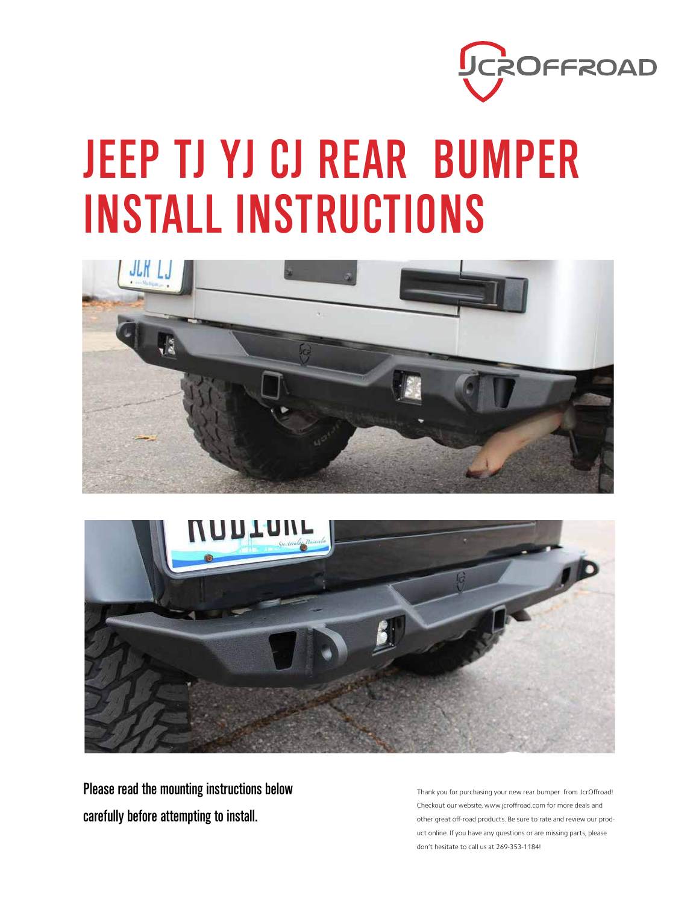# JEEP TJ YJ CJ REAR BUMPER INSTALL INSTRUCTIONS

**Please read the mounting instructions below carefully before attempting to install.**

Thank you for purchasing your new rear bumper from JcrOffroad! Checkout our website, www.jcroffroad.com for more deals and other great off-road products. Be sure to rate and review our product online. If you have any questions or are missing parts, please don't hesitate to call us at 269-353-1184!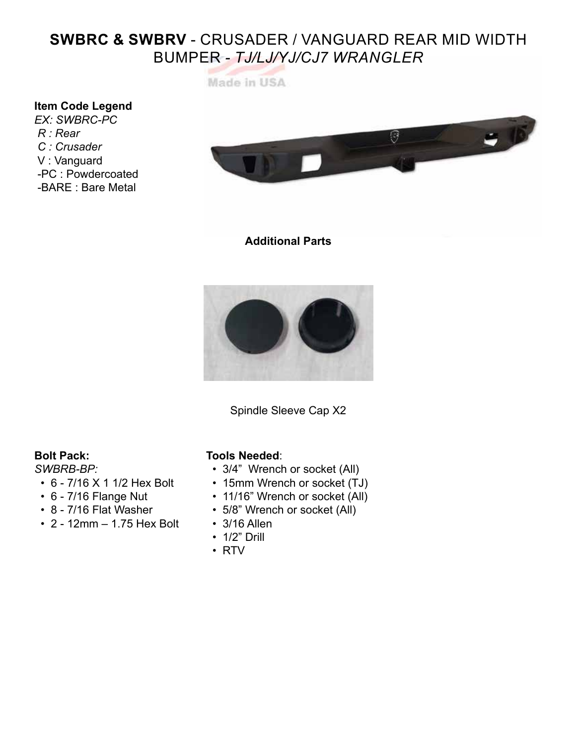# **SWBRC & SWBRV** - CRUSADER / VANGUARD REAR MID WIDTH BUMPER - *TJ/LJ/YJ/CJ7 WRANGLER*

Made in USA

**Item Code Legend**

*EX: SWBRC-PC*
*R : Rear*
*C : Crusader*
V : Vanguard
-PC : Powdercoated
-BARE : Bare Metal

**Additional Parts**

Spindle Sleeve Cap X2

**Bolt Pack:**

*SWBRB-BP:*

- 6 - 7/16 X 1 1/2 Hex Bolt
- 6 - 7/16 Flange Nut
- 8 - 7/16 Flat Washer
- 2 - 12mm – 1.75 Hex Bolt

**Tools Needed**:

- 3/4” Wrench or socket (All)
- 15mm Wrench or socket (TJ)
- 11/16” Wrench or socket (All)
- 5/8” Wrench or socket (All)
- 3/16 Allen
- 1/2” Drill
- RTV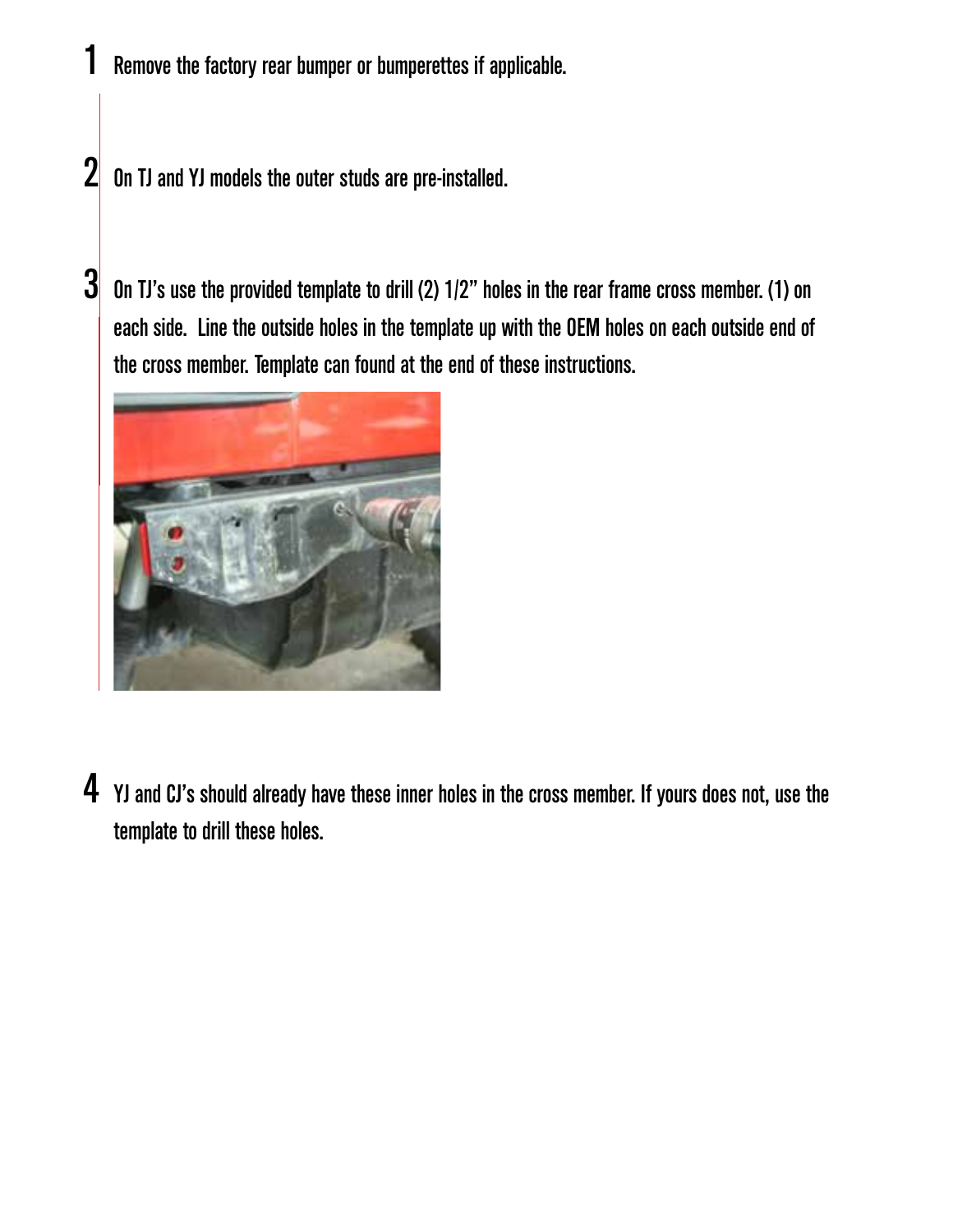1. Remove the factory rear bumper or bumperettes if applicable.

2. On TJ and YJ models the outer studs are pre-installed.

3. On TJ's use the provided template to drill (2) 1/2" holes in the rear frame cross member. (1) on each side. Line the outside holes in the template up with the OEM holes on each outside end of the cross member. Template can found at the end of these instructions.

4. YJ and CJ's should already have these inner holes in the cross member. If yours does not, use the template to drill these holes.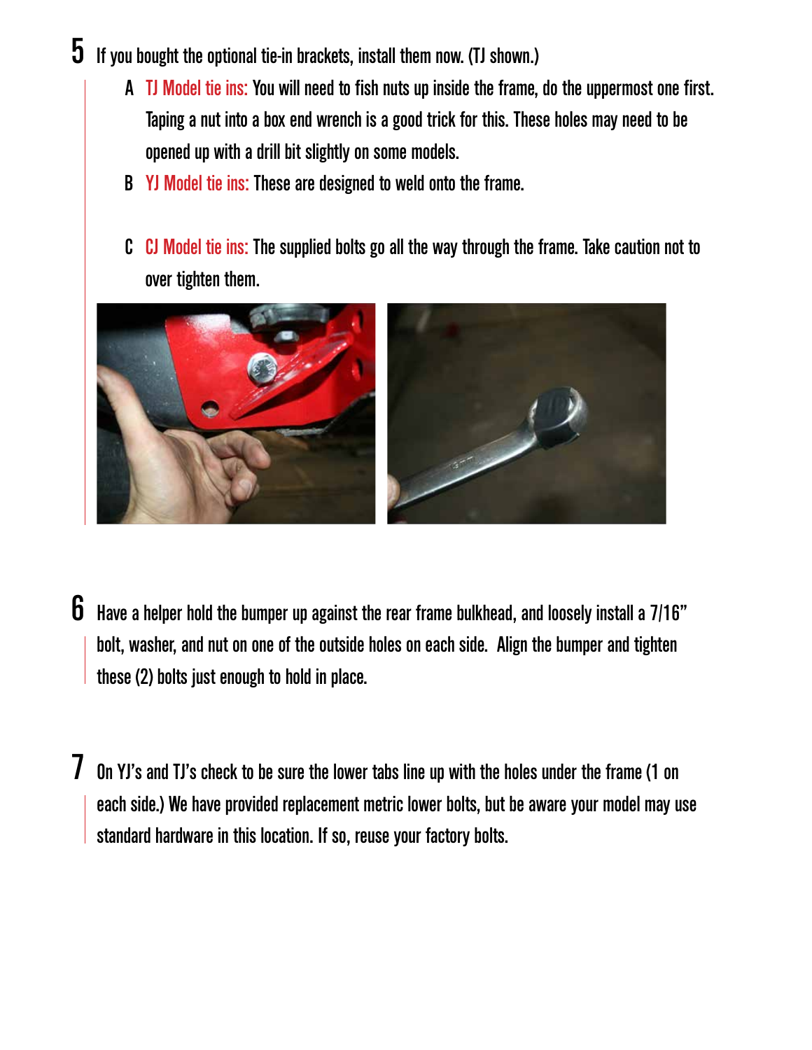5. If you bought the optional tie-in brackets, install them now. (TJ shown.)

   A. TJ Model tie ins: You will need to fish nuts up inside the frame, do the uppermost one first. Taping a nut into a box end wrench is a good trick for this. These holes may need to be opened up with a drill bit slightly on some models.

   B. YJ Model tie ins: These are designed to weld onto the frame.

   C. CJ Model tie ins: The supplied bolts go all the way through the frame. Take caution not to over tighten them.

6. Have a helper hold the bumper up against the rear frame bulkhead, and loosely install a 7/16" bolt, washer, and nut on one of the outside holes on each side. Align the bumper and tighten these (2) bolts just enough to hold in place.

7. On YJ's and TJ's check to be sure the lower tabs line up with the holes under the frame (1 on each side.) We have provided replacement metric lower bolts, but be aware your model may use standard hardware in this location. If so, reuse your factory bolts.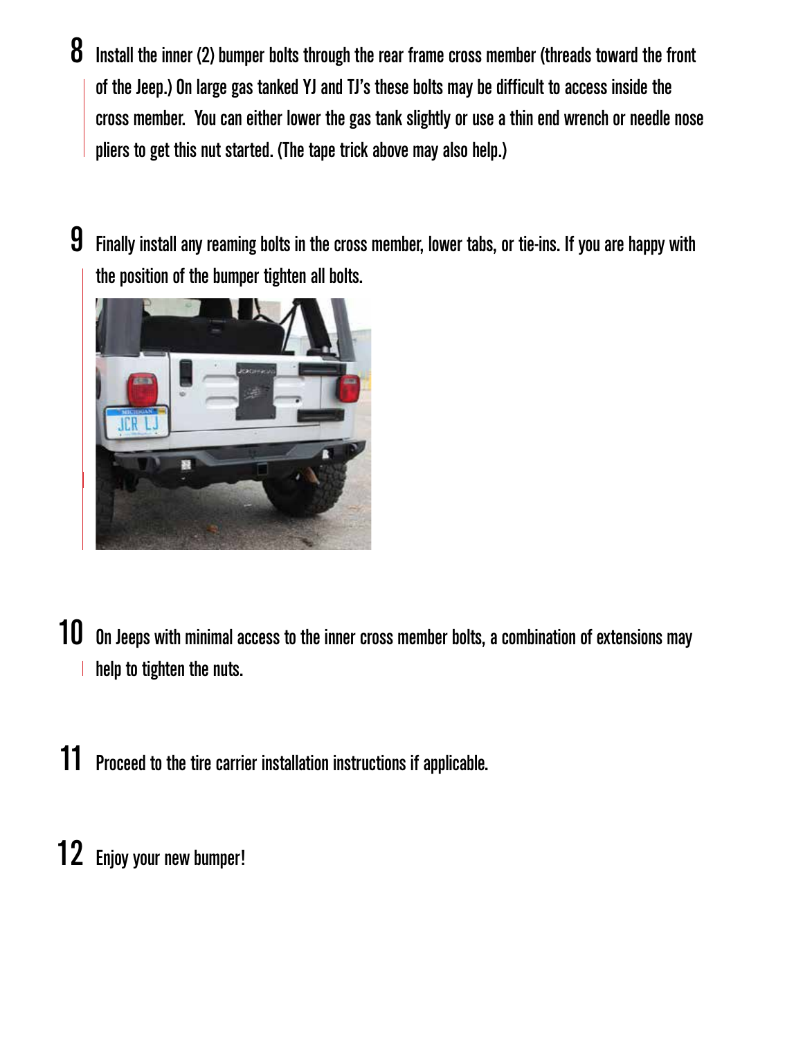8. Install the inner (2) bumper bolts through the rear frame cross member (threads toward the front of the Jeep.) On large gas tanked YJ and TJ's these bolts may be difficult to access inside the cross member. You can either lower the gas tank slightly or use a thin end wrench or needle nose pliers to get this nut started. (The tape trick above may also help.)

9. Finally install any reaming bolts in the cross member, lower tabs, or tie-ins. If you are happy with the position of the bumper tighten all bolts.

10. On Jeeps with minimal access to the inner cross member bolts, a combination of extensions may help to tighten the nuts.

11. Proceed to the tire carrier installation instructions if applicable.

12. Enjoy your new bumper!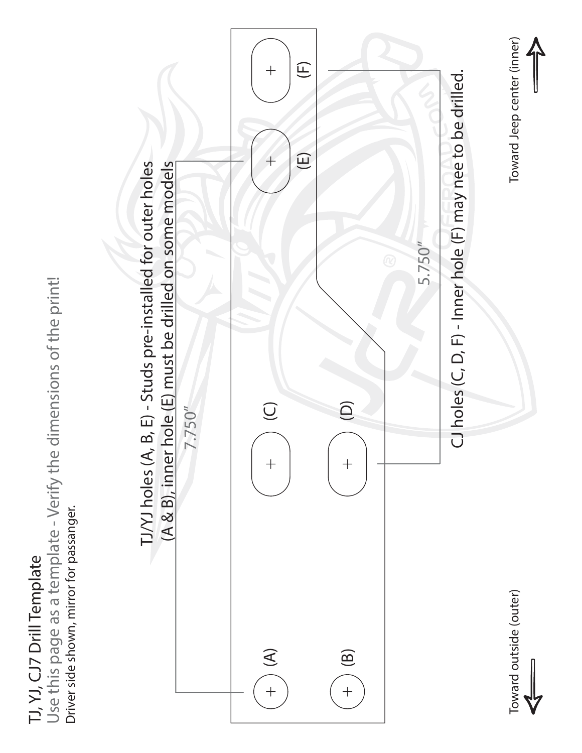# TJ, YJ, CJ7 Drill Template

Use this page as a template - Verify the dimensions of the print!

Driver side shown, mirror for passanger.

TJ/YJ holes (A, B, E) - Studs pre-installed for outer holes (A & B), inner hole (E) must be drilled on some models

7.750"

(A)

(B)

(C)

(D)

(E)

(F)

5.750"

CJ holes (C, D, F) - Inner hole (F) may nee to be drilled.

Toward outside (outer)

Toward Jeep center (inner)